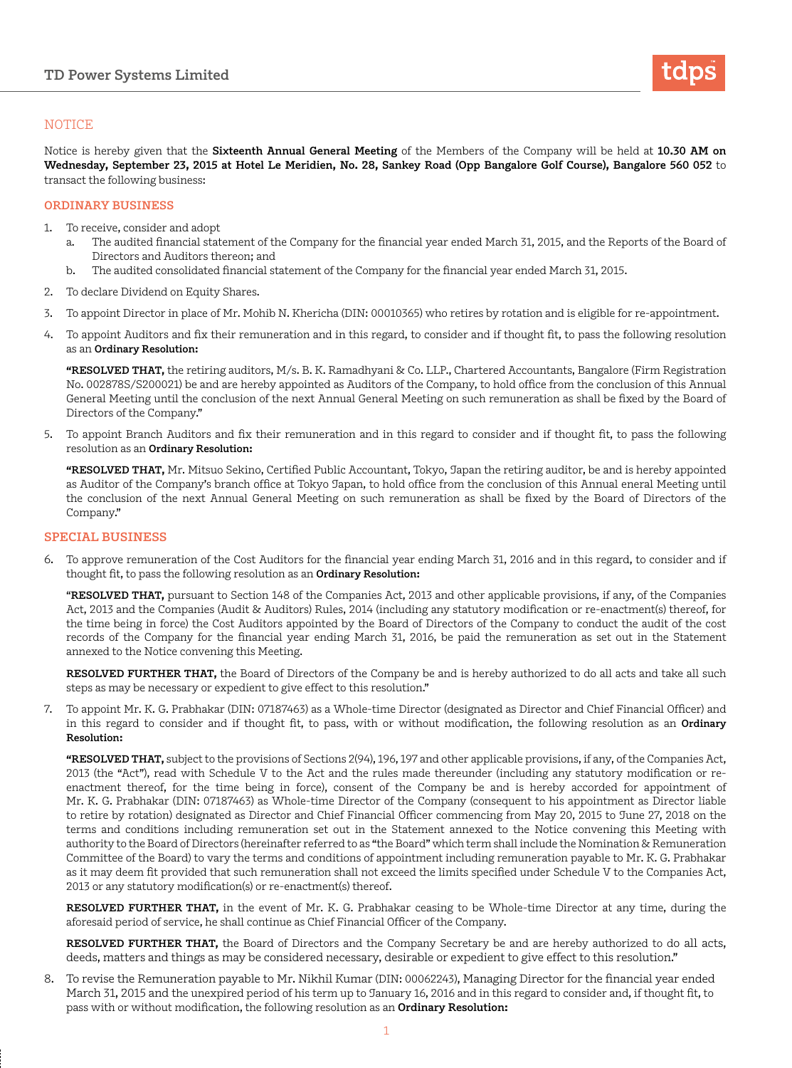## NOTICE

Notice is hereby given that the **Sixteenth Annual General Meeting** of the Members of the Company will be held at **10.30 AM on Wednesday, September 23, 2015 at Hotel Le Meridien, No. 28, Sankey Road (Opp Bangalore Golf Course), Bangalore 560 052** to transact the following business:

### ORDINARY BUSINESS

1. To receive, consider and adopt
   a. The audited financial statement of the Company for the financial year ended March 31, 2015, and the Reports of the Board of Directors and Auditors thereon; and
   b. The audited consolidated financial statement of the Company for the financial year ended March 31, 2015.

2. To declare Dividend on Equity Shares.

3. To appoint Director in place of Mr. Mohib N. Khericha (DIN: 00010365) who retires by rotation and is eligible for re-appointment.

4. To appoint Auditors and fix their remuneration and in this regard, to consider and if thought fit, to pass the following resolution as an **Ordinary Resolution:**

   **"RESOLVED THAT,** the retiring auditors, M/s. B. K. Ramadhyani & Co. LLP., Chartered Accountants, Bangalore (Firm Registration No. 002878S/S200021) be and are hereby appointed as Auditors of the Company, to hold office from the conclusion of this Annual General Meeting until the conclusion of the next Annual General Meeting on such remuneration as shall be fixed by the Board of Directors of the Company."

5. To appoint Branch Auditors and fix their remuneration and in this regard to consider and if thought fit, to pass the following resolution as an **Ordinary Resolution:**

   **"RESOLVED THAT,** Mr. Mitsuo Sekino, Certified Public Accountant, Tokyo, Japan the retiring auditor, be and is hereby appointed as Auditor of the Company's branch office at Tokyo Japan, to hold office from the conclusion of this Annual eneral Meeting until the conclusion of the next Annual General Meeting on such remuneration as shall be fixed by the Board of Directors of the Company."

### SPECIAL BUSINESS

6. To approve remuneration of the Cost Auditors for the financial year ending March 31, 2016 and in this regard, to consider and if thought fit, to pass the following resolution as an **Ordinary Resolution:**

   "**RESOLVED THAT,** pursuant to Section 148 of the Companies Act, 2013 and other applicable provisions, if any, of the Companies Act, 2013 and the Companies (Audit & Auditors) Rules, 2014 (including any statutory modification or re-enactment(s) thereof, for the time being in force) the Cost Auditors appointed by the Board of Directors of the Company to conduct the audit of the cost records of the Company for the financial year ending March 31, 2016, be paid the remuneration as set out in the Statement annexed to the Notice convening this Meeting.

   **RESOLVED FURTHER THAT,** the Board of Directors of the Company be and is hereby authorized to do all acts and take all such steps as may be necessary or expedient to give effect to this resolution."

7. To appoint Mr. K. G. Prabhakar (DIN: 07187463) as a Whole-time Director (designated as Director and Chief Financial Officer) and in this regard to consider and if thought fit, to pass, with or without modification, the following resolution as an **Ordinary Resolution:**

   **"RESOLVED THAT,** subject to the provisions of Sections 2(94), 196, 197 and other applicable provisions, if any, of the Companies Act, 2013 (the "Act"), read with Schedule V to the Act and the rules made thereunder (including any statutory modification or re-enactment thereof, for the time being in force), consent of the Company be and is hereby accorded for appointment of Mr. K. G. Prabhakar (DIN: 07187463) as Whole-time Director of the Company (consequent to his appointment as Director liable to retire by rotation) designated as Director and Chief Financial Officer commencing from May 20, 2015 to June 27, 2018 on the terms and conditions including remuneration set out in the Statement annexed to the Notice convening this Meeting with authority to the Board of Directors (hereinafter referred to as "the Board" which term shall include the Nomination & Remuneration Committee of the Board) to vary the terms and conditions of appointment including remuneration payable to Mr. K. G. Prabhakar as it may deem fit provided that such remuneration shall not exceed the limits specified under Schedule V to the Companies Act, 2013 or any statutory modification(s) or re-enactment(s) thereof.

   **RESOLVED FURTHER THAT,** in the event of Mr. K. G. Prabhakar ceasing to be Whole-time Director at any time, during the aforesaid period of service, he shall continue as Chief Financial Officer of the Company.

   **RESOLVED FURTHER THAT,** the Board of Directors and the Company Secretary be and are hereby authorized to do all acts, deeds, matters and things as may be considered necessary, desirable or expedient to give effect to this resolution."

8. To revise the Remuneration payable to Mr. Nikhil Kumar (DIN: 00062243), Managing Director for the financial year ended March 31, 2015 and the unexpired period of his term up to January 16, 2016 and in this regard to consider and, if thought fit, to pass with or without modification, the following resolution as an **Ordinary Resolution:**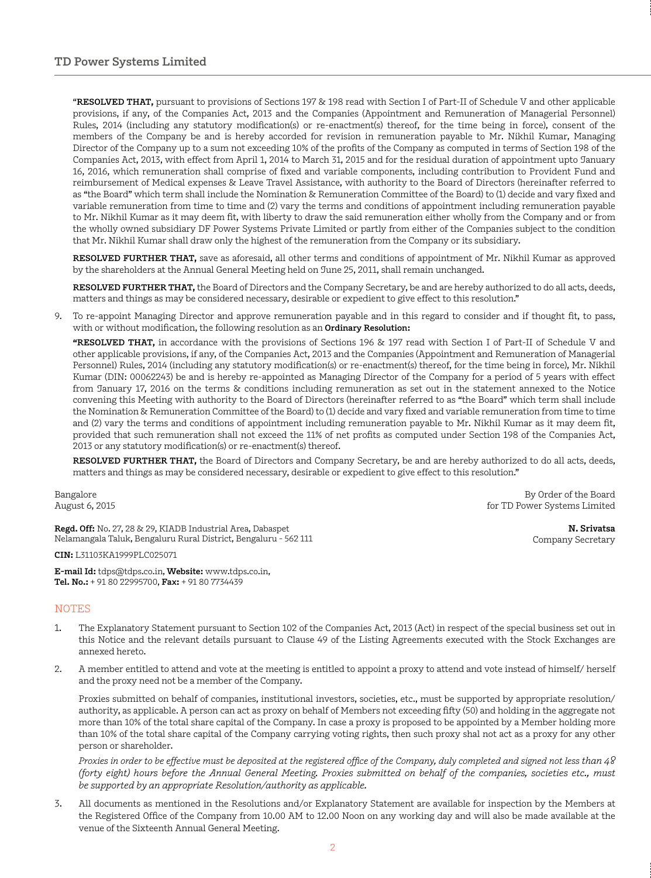"**RESOLVED THAT,** pursuant to provisions of Sections 197 & 198 read with Section I of Part-II of Schedule V and other applicable provisions, if any, of the Companies Act, 2013 and the Companies (Appointment and Remuneration of Managerial Personnel) Rules, 2014 (including any statutory modification(s) or re-enactment(s) thereof, for the time being in force), consent of the members of the Company be and is hereby accorded for revision in remuneration payable to Mr. Nikhil Kumar, Managing Director of the Company up to a sum not exceeding 10% of the profits of the Company as computed in terms of Section 198 of the Companies Act, 2013, with effect from April 1, 2014 to March 31, 2015 and for the residual duration of appointment upto January 16, 2016, which remuneration shall comprise of fixed and variable components, including contribution to Provident Fund and reimbursement of Medical expenses & Leave Travel Assistance, with authority to the Board of Directors (hereinafter referred to as "the Board" which term shall include the Nomination & Remuneration Committee of the Board) to (1) decide and vary fixed and variable remuneration from time to time and (2) vary the terms and conditions of appointment including remuneration payable to Mr. Nikhil Kumar as it may deem fit, with liberty to draw the said remuneration either wholly from the Company and or from the wholly owned subsidiary DF Power Systems Private Limited or partly from either of the Companies subject to the condition that Mr. Nikhil Kumar shall draw only the highest of the remuneration from the Company or its subsidiary.

**RESOLVED FURTHER THAT,** save as aforesaid, all other terms and conditions of appointment of Mr. Nikhil Kumar as approved by the shareholders at the Annual General Meeting held on June 25, 2011, shall remain unchanged.

**RESOLVED FURTHER THAT,** the Board of Directors and the Company Secretary, be and are hereby authorized to do all acts, deeds, matters and things as may be considered necessary, desirable or expedient to give effect to this resolution."

9. To re-appoint Managing Director and approve remuneration payable and in this regard to consider and if thought fit, to pass, with or without modification, the following resolution as an **Ordinary Resolution:**

   **"RESOLVED THAT,** in accordance with the provisions of Sections 196 & 197 read with Section I of Part-II of Schedule V and other applicable provisions, if any, of the Companies Act, 2013 and the Companies (Appointment and Remuneration of Managerial Personnel) Rules, 2014 (including any statutory modification(s) or re-enactment(s) thereof, for the time being in force), Mr. Nikhil Kumar (DIN: 00062243) be and is hereby re-appointed as Managing Director of the Company for a period of 5 years with effect from January 17, 2016 on the terms & conditions including remuneration as set out in the statement annexed to the Notice convening this Meeting with authority to the Board of Directors (hereinafter referred to as "the Board" which term shall include the Nomination & Remuneration Committee of the Board) to (1) decide and vary fixed and variable remuneration from time to time and (2) vary the terms and conditions of appointment including remuneration payable to Mr. Nikhil Kumar as it may deem fit, provided that such remuneration shall not exceed the 11% of net profits as computed under Section 198 of the Companies Act, 2013 or any statutory modification(s) or re-enactment(s) thereof.

   **RESOLVED FURTHER THAT,** the Board of Directors and Company Secretary, be and are hereby authorized to do all acts, deeds, matters and things as may be considered necessary, desirable or expedient to give effect to this resolution."

Bangalore
August 6, 2015

By Order of the Board
for TD Power Systems Limited

**N. Srivatsa**
Company Secretary

**Regd. Off:** No. 27, 28 & 29, KIADB Industrial Area, Dabaspet
Nelamangala Taluk, Bengaluru Rural District, Bengaluru - 562 111

**CIN:** L31103KA1999PLC025071

**E-mail Id:** tdps@tdps.co.in, **Website:** www.tdps.co.in,
**Tel. No.:** + 91 80 22995700, **Fax:** + 91 80 7734439

## NOTES

1. The Explanatory Statement pursuant to Section 102 of the Companies Act, 2013 (Act) in respect of the special business set out in this Notice and the relevant details pursuant to Clause 49 of the Listing Agreements executed with the Stock Exchanges are annexed hereto.

2. A member entitled to attend and vote at the meeting is entitled to appoint a proxy to attend and vote instead of himself/ herself and the proxy need not be a member of the Company.

   Proxies submitted on behalf of companies, institutional investors, societies, etc., must be supported by appropriate resolution/ authority, as applicable. A person can act as proxy on behalf of Members not exceeding fifty (50) and holding in the aggregate not more than 10% of the total share capital of the Company. In case a proxy is proposed to be appointed by a Member holding more than 10% of the total share capital of the Company carrying voting rights, then such proxy shal not act as a proxy for any other person or shareholder.

   *Proxies in order to be effective must be deposited at the registered office of the Company, duly completed and signed not less than 48 (forty eight) hours before the Annual General Meeting. Proxies submitted on behalf of the companies, societies etc., must be supported by an appropriate Resolution/authority as applicable.*

3. All documents as mentioned in the Resolutions and/or Explanatory Statement are available for inspection by the Members at the Registered Office of the Company from 10.00 AM to 12.00 Noon on any working day and will also be made available at the venue of the Sixteenth Annual General Meeting.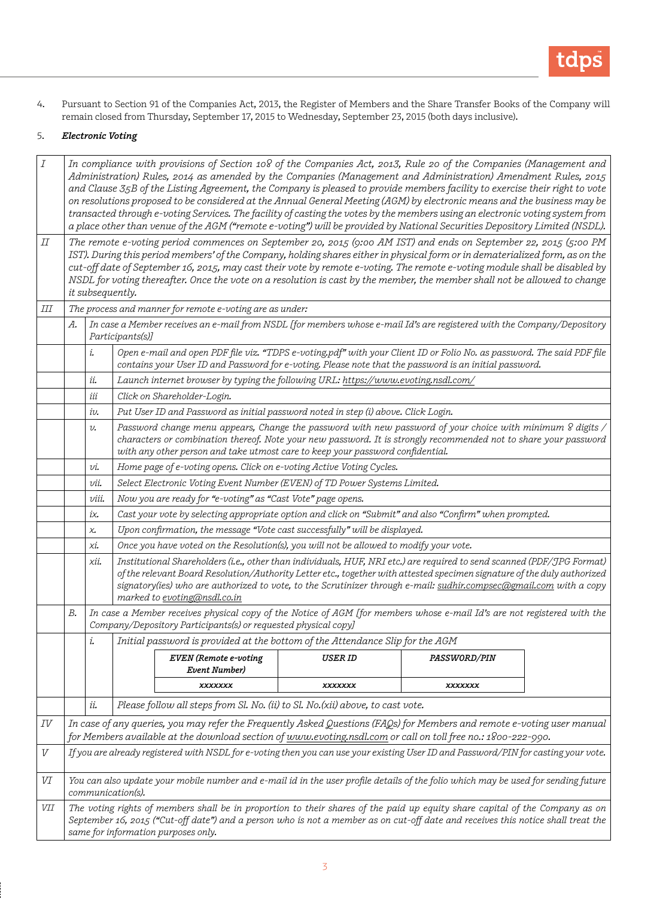4. Pursuant to Section 91 of the Companies Act, 2013, the Register of Members and the Share Transfer Books of the Company will remain closed from Thursday, September 17, 2015 to Wednesday, September 23, 2015 (both days inclusive).

5. ***Electronic Voting***

| | | | |
|---|---|---|---|
| *I* | *In compliance with provisions of Section 108 of the Companies Act, 2013, Rule 20 of the Companies (Management and Administration) Rules, 2014 as amended by the Companies (Management and Administration) Amendment Rules, 2015 and Clause 35B of the Listing Agreement, the Company is pleased to provide members facility to exercise their right to vote on resolutions proposed to be considered at the Annual General Meeting (AGM) by electronic means and the business may be transacted through e-voting Services. The facility of casting the votes by the members using an electronic voting system from a place other than venue of the AGM ("remote e-voting") will be provided by National Securities Depository Limited (NSDL).* | | |
| *II* | *The remote e-voting period commences on September 20, 2015 (9:00 AM IST) and ends on September 22, 2015 (5:00 PM IST). During this period members' of the Company, holding shares either in physical form or in dematerialized form, as on the cut-off date of September 16, 2015, may cast their vote by remote e-voting. The remote e-voting module shall be disabled by NSDL for voting thereafter. Once the vote on a resolution is cast by the member, the member shall not be allowed to change it subsequently.* | | |
| *III* | *The process and manner for remote e-voting are as under:* | | |
| | *A.* | *In case a Member receives an e-mail from NSDL [for members whose e-mail Id's are registered with the Company/Depository Participants(s)]* | |
| | | *i.* | *Open e-mail and open PDF file viz. "TDPS e-voting.pdf" with your Client ID or Folio No. as password. The said PDF file contains your User ID and Password for e-voting. Please note that the password is an initial password.* |
| | | *ii.* | *Launch internet browser by typing the following URL: https://www.evoting.nsdl.com/* |
| | | *iii* | *Click on Shareholder-Login.* |
| | | *iv.* | *Put User ID and Password as initial password noted in step (i) above. Click Login.* |
| | | *v.* | *Password change menu appears, Change the password with new password of your choice with minimum 8 digits / characters or combination thereof. Note your new password. It is strongly recommended not to share your password with any other person and take utmost care to keep your password confidential.* |
| | | *vi.* | *Home page of e-voting opens. Click on e-voting Active Voting Cycles.* |
| | | *vii.* | *Select Electronic Voting Event Number (EVEN) of TD Power Systems Limited.* |
| | | *viii.* | *Now you are ready for "e-voting" as "Cast Vote" page opens.* |
| | | *ix.* | *Cast your vote by selecting appropriate option and click on "Submit" and also "Confirm" when prompted.* |
| | | *x.* | *Upon confirmation, the message "Vote cast successfully" will be displayed.* |
| | | *xi.* | *Once you have voted on the Resolution(s), you will not be allowed to modify your vote.* |
| | | *xii.* | *Institutional Shareholders (i.e., other than individuals, HUF, NRI etc.) are required to send scanned (PDF/JPG Format) of the relevant Board Resolution/Authority Letter etc., together with attested specimen signature of the duly authorized signatory(ies) who are authorized to vote, to the Scrutinizer through e-mail: sudhir.compsec@gmail.com with a copy marked to evoting@nsdl.co.in* |
| | *B.* | *In case a Member receives physical copy of the Notice of AGM [for members whose e-mail Id's are not registered with the Company/Depository Participants(s) or requested physical copy]* | |
| | | *i.* | *Initial password is provided at the bottom of the Attendance Slip for the AGM* |
| | | *ii.* | *Please follow all steps from Sl. No. (ii) to Sl. No.(xii) above, to cast vote.* |
| *IV* | *In case of any queries, you may refer the Frequently Asked Questions (FAQs) for Members and remote e-voting user manual for Members available at the download section of www.evoting.nsdl.com or call on toll free no.: 1800-222-990.* | | |
| *V* | *If you are already registered with NSDL for e-voting then you can use your existing User ID and Password/PIN for casting your vote.* | | |
| *VI* | *You can also update your mobile number and e-mail id in the user profile details of the folio which may be used for sending future communication(s).* | | |
| *VII* | *The voting rights of members shall be in proportion to their shares of the paid up equity share capital of the Company as on September 16, 2015 ("Cut-off date") and a person who is not a member as on cut-off date and receives this notice shall treat the same for information purposes only.* | | |

| *EVEN (Remote e-voting Event Number)* | *USER ID* | *PASSWORD/PIN* |
|---|---|---|
| *xxxxxxx* | *xxxxxxx* | *xxxxxxx* |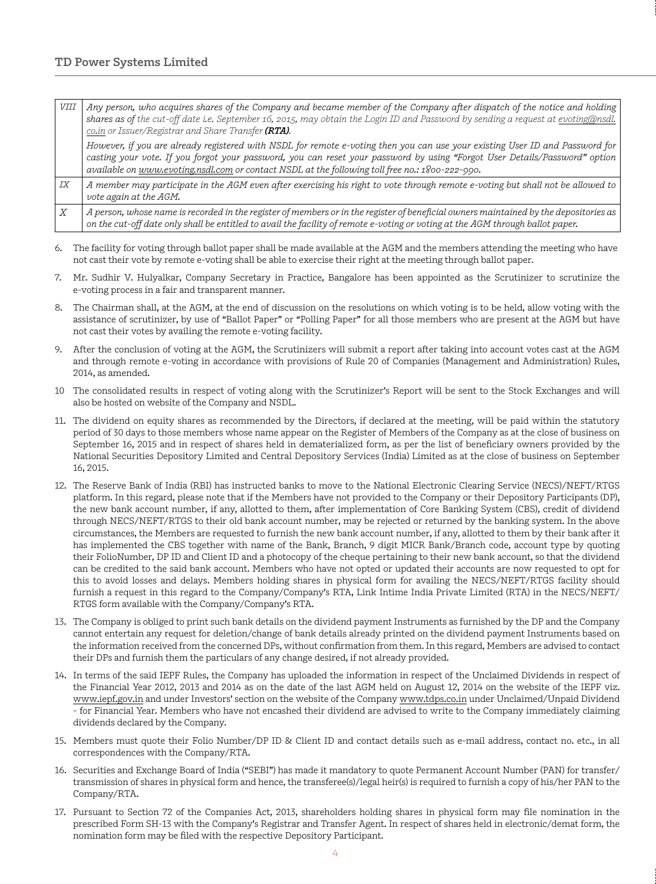| | |
|---|---|
| *VIII* | *Any person, who acquires shares of the Company and became member of the Company after dispatch of the notice and holding shares as of the cut-off date i.e. September 16, 2015, may obtain the Login ID and Password by sending a request at evoting@nsdl.co.in or Issuer/Registrar and Share Transfer **(RTA)**.* <br> *However, if you are already registered with NSDL for remote e-voting then you can use your existing User ID and Password for casting your vote. If you forgot your password, you can reset your password by using "Forgot User Details/Password" option available on www.evoting.nsdl.com or contact NSDL at the following toll free no.: 1800-222-990.* |
| *IX* | *A member may participate in the AGM even after exercising his right to vote through remote e-voting but shall not be allowed to vote again at the AGM.* |
| *X* | *A person, whose name is recorded in the register of members or in the register of beneficial owners maintained by the depositories as on the cut-off date only shall be entitled to avail the facility of remote e-voting or voting at the AGM through ballot paper.* |

6. The facility for voting through ballot paper shall be made available at the AGM and the members attending the meeting who have not cast their vote by remote e-voting shall be able to exercise their right at the meeting through ballot paper.

7. Mr. Sudhir V. Hulyalkar, Company Secretary in Practice, Bangalore has been appointed as the Scrutinizer to scrutinize the e-voting process in a fair and transparent manner.

8. The Chairman shall, at the AGM, at the end of discussion on the resolutions on which voting is to be held, allow voting with the assistance of scrutinizer, by use of "Ballot Paper" or "Polling Paper" for all those members who are present at the AGM but have not cast their votes by availing the remote e-voting facility.

9. After the conclusion of voting at the AGM, the Scrutinizers will submit a report after taking into account votes cast at the AGM and through remote e-voting in accordance with provisions of Rule 20 of Companies (Management and Administration) Rules, 2014, as amended.

10 The consolidated results in respect of voting along with the Scrutinizer's Report will be sent to the Stock Exchanges and will also be hosted on website of the Company and NSDL.

11. The dividend on equity shares as recommended by the Directors, if declared at the meeting, will be paid within the statutory period of 30 days to those members whose name appear on the Register of Members of the Company as at the close of business on September 16, 2015 and in respect of shares held in dematerialized form, as per the list of beneficiary owners provided by the National Securities Depository Limited and Central Depository Services (India) Limited as at the close of business on September 16, 2015.

12. The Reserve Bank of India (RBI) has instructed banks to move to the National Electronic Clearing Service (NECS)/NEFT/RTGS platform. In this regard, please note that if the Members have not provided to the Company or their Depository Participants (DP), the new bank account number, if any, allotted to them, after implementation of Core Banking System (CBS), credit of dividend through NECS/NEFT/RTGS to their old bank account number, may be rejected or returned by the banking system. In the above circumstances, the Members are requested to furnish the new bank account number, if any, allotted to them by their bank after it has implemented the CBS together with name of the Bank, Branch, 9 digit MICR Bank/Branch code, account type by quoting their FolioNumber, DP ID and Client ID and a photocopy of the cheque pertaining to their new bank account, so that the dividend can be credited to the said bank account. Members who have not opted or updated their accounts are now requested to opt for this to avoid losses and delays. Members holding shares in physical form for availing the NECS/NEFT/RTGS facility should furnish a request in this regard to the Company/Company's RTA, Link Intime India Private Limited (RTA) in the NECS/NEFT/RTGS form available with the Company/Company's RTA.

13. The Company is obliged to print such bank details on the dividend payment Instruments as furnished by the DP and the Company cannot entertain any request for deletion/change of bank details already printed on the dividend payment Instruments based on the information received from the concerned DPs, without confirmation from them. In this regard, Members are advised to contact their DPs and furnish them the particulars of any change desired, if not already provided.

14. In terms of the said IEPF Rules, the Company has uploaded the information in respect of the Unclaimed Dividends in respect of the Financial Year 2012, 2013 and 2014 as on the date of the last AGM held on August 12, 2014 on the website of the IEPF viz. www.iepf.gov.in and under Investors' section on the website of the Company www.tdps.co.in under Unclaimed/Unpaid Dividend - for Financial Year. Members who have not encashed their dividend are advised to write to the Company immediately claiming dividends declared by the Company.

15. Members must quote their Folio Number/DP ID & Client ID and contact details such as e-mail address, contact no. etc., in all correspondences with the Company/RTA.

16. Securities and Exchange Board of India ("SEBI") has made it mandatory to quote Permanent Account Number (PAN) for transfer/transmission of shares in physical form and hence, the transferee(s)/legal heir(s) is required to furnish a copy of his/her PAN to the Company/RTA.

17. Pursuant to Section 72 of the Companies Act, 2013, shareholders holding shares in physical form may file nomination in the prescribed Form SH-13 with the Company's Registrar and Transfer Agent. In respect of shares held in electronic/demat form, the nomination form may be filed with the respective Depository Participant.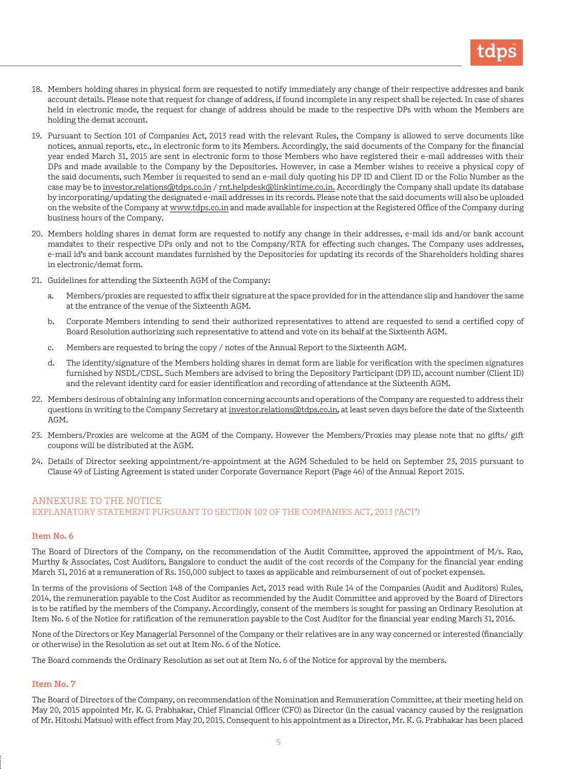18. Members holding shares in physical form are requested to notify immediately any change of their respective addresses and bank account details. Please note that request for change of address, if found incomplete in any respect shall be rejected. In case of shares held in electronic mode, the request for change of address should be made to the respective DPs with whom the Members are holding the demat account.

19. Pursuant to Section 101 of Companies Act, 2013 read with the relevant Rules, the Company is allowed to serve documents like notices, annual reports, etc., in electronic form to its Members. Accordingly, the said documents of the Company for the financial year ended March 31, 2015 are sent in electronic form to those Members who have registered their e-mail addresses with their DPs and made available to the Company by the Depositories. However, in case a Member wishes to receive a physical copy of the said documents, such Member is requested to send an e-mail duly quoting his DP ID and Client ID or the Folio Number as the case may be to investor.relations@tdps.co.in / rnt.helpdesk@linkintime.co.in. Accordingly the Company shall update its database by incorporating/updating the designated e-mail addresses in its records. Please note that the said documents will also be uploaded on the website of the Company at www.tdps.co.in and made available for inspection at the Registered Office of the Company during business hours of the Company.

20. Members holding shares in demat form are requested to notify any change in their addresses, e-mail ids and/or bank account mandates to their respective DPs only and not to the Company/RTA for effecting such changes. The Company uses addresses, e-mail id's and bank account mandates furnished by the Depositories for updating its records of the Shareholders holding shares in electronic/demat form.

21. Guidelines for attending the Sixteenth AGM of the Company:

    a. Members/proxies are requested to affix their signature at the space provided for in the attendance slip and handover the same at the entrance of the venue of the Sixteenth AGM.

    b. Corporate Members intending to send their authorized representatives to attend are requested to send a certified copy of Board Resolution authorizing such representative to attend and vote on its behalf at the Sixteenth AGM.

    c. Members are requested to bring the copy / notes of the Annual Report to the Sixteenth AGM.

    d. The identity/signature of the Members holding shares in demat form are liable for verification with the specimen signatures furnished by NSDL/CDSL. Such Members are advised to bring the Depository Participant (DP) ID, account number (Client ID) and the relevant identity card for easier identification and recording of attendance at the Sixteenth AGM.

22. Members desirous of obtaining any information concerning accounts and operations of the Company are requested to address their questions in writing to the Company Secretary at investor.relations@tdps.co.in, at least seven days before the date of the Sixteenth AGM.

23. Members/Proxies are welcome at the AGM of the Company. However the Members/Proxies may please note that no gifts/ gift coupons will be distributed at the AGM.

24. Details of Director seeking appointment/re-appointment at the AGM Scheduled to be held on September 23, 2015 pursuant to Clause 49 of Listing Agreement is stated under Corporate Governance Report (Page 46) of the Annual Report 2015.

## ANNEXURE TO THE NOTICE
## EXPLANATORY STATEMENT PURSUANT TO SECTION 102 OF THE COMPANIES ACT, 2013 ('ACT')

### Item No. 6

The Board of Directors of the Company, on the recommendation of the Audit Committee, approved the appointment of M/s. Rao, Murthy & Associates, Cost Auditors, Bangalore to conduct the audit of the cost records of the Company for the financial year ending March 31, 2016 at a remuneration of Rs. 150,000 subject to taxes as applicable and reimbursement of out of pocket expenses.

In terms of the provisions of Section 148 of the Companies Act, 2013 read with Rule 14 of the Companies (Audit and Auditors) Rules, 2014, the remuneration payable to the Cost Auditor as recommended by the Audit Committee and approved by the Board of Directors is to be ratified by the members of the Company. Accordingly, consent of the members is sought for passing an Ordinary Resolution at Item No. 6 of the Notice for ratification of the remuneration payable to the Cost Auditor for the financial year ending March 31, 2016.

None of the Directors or Key Managerial Personnel of the Company or their relatives are in any way concerned or interested (financially or otherwise) in the Resolution as set out at Item No. 6 of the Notice.

The Board commends the Ordinary Resolution as set out at Item No. 6 of the Notice for approval by the members.

### Item No. 7

The Board of Directors of the Company, on recommendation of the Nomination and Remuneration Committee, at their meeting held on May 20, 2015 appointed Mr. K. G. Prabhakar, Chief Financial Officer (CFO) as Director (in the casual vacancy caused by the resignation of Mr. Hitoshi Matsuo) with effect from May 20, 2015. Consequent to his appointment as a Director, Mr. K. G. Prabhakar has been placed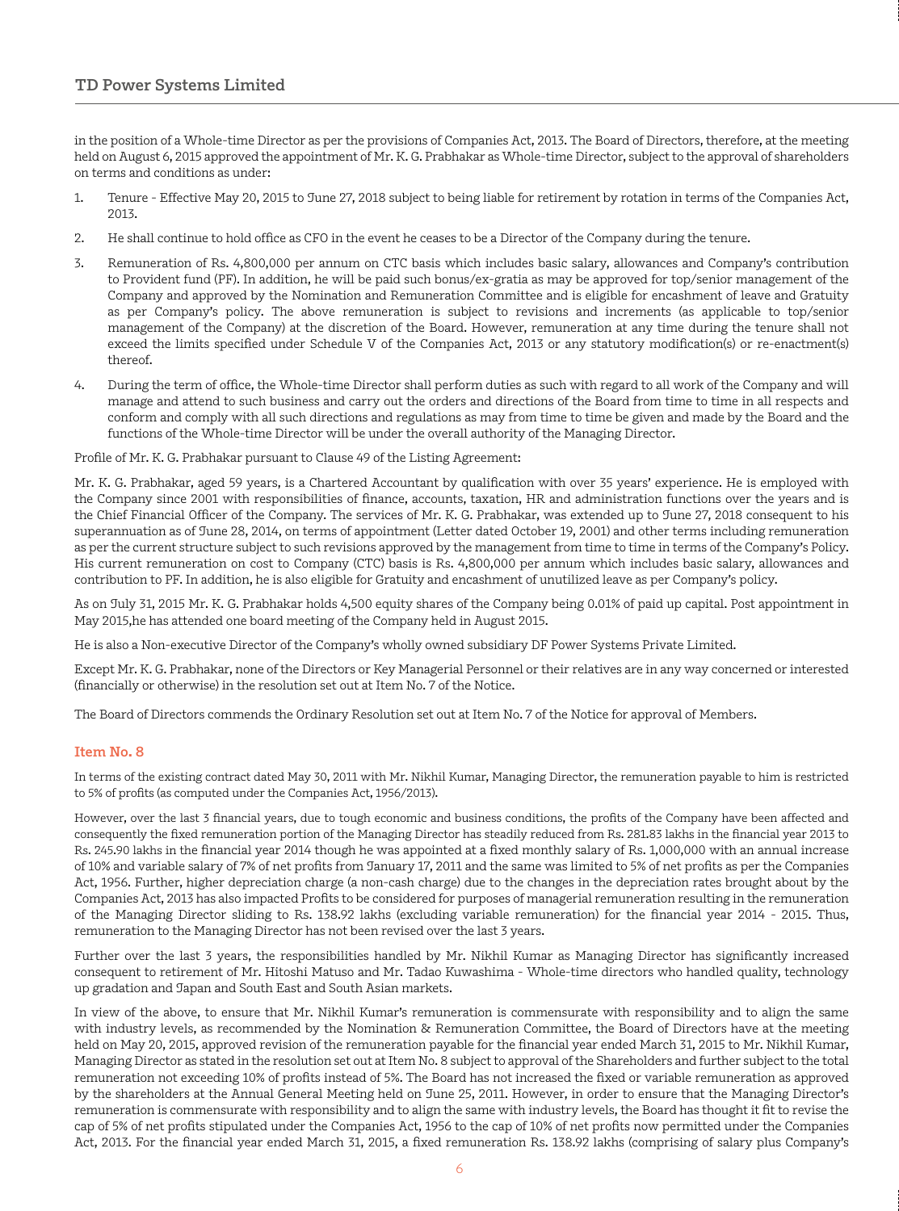in the position of a Whole-time Director as per the provisions of Companies Act, 2013. The Board of Directors, therefore, at the meeting held on August 6, 2015 approved the appointment of Mr. K. G. Prabhakar as Whole-time Director, subject to the approval of shareholders on terms and conditions as under:

1. Tenure - Effective May 20, 2015 to June 27, 2018 subject to being liable for retirement by rotation in terms of the Companies Act, 2013.

2. He shall continue to hold office as CFO in the event he ceases to be a Director of the Company during the tenure.

3. Remuneration of Rs. 4,800,000 per annum on CTC basis which includes basic salary, allowances and Company's contribution to Provident fund (PF). In addition, he will be paid such bonus/ex-gratia as may be approved for top/senior management of the Company and approved by the Nomination and Remuneration Committee and is eligible for encashment of leave and Gratuity as per Company's policy. The above remuneration is subject to revisions and increments (as applicable to top/senior management of the Company) at the discretion of the Board. However, remuneration at any time during the tenure shall not exceed the limits specified under Schedule V of the Companies Act, 2013 or any statutory modification(s) or re-enactment(s) thereof.

4. During the term of office, the Whole-time Director shall perform duties as such with regard to all work of the Company and will manage and attend to such business and carry out the orders and directions of the Board from time to time in all respects and conform and comply with all such directions and regulations as may from time to time be given and made by the Board and the functions of the Whole-time Director will be under the overall authority of the Managing Director.

Profile of Mr. K. G. Prabhakar pursuant to Clause 49 of the Listing Agreement:

Mr. K. G. Prabhakar, aged 59 years, is a Chartered Accountant by qualification with over 35 years' experience. He is employed with the Company since 2001 with responsibilities of finance, accounts, taxation, HR and administration functions over the years and is the Chief Financial Officer of the Company. The services of Mr. K. G. Prabhakar, was extended up to June 27, 2018 consequent to his superannuation as of June 28, 2014, on terms of appointment (Letter dated October 19, 2001) and other terms including remuneration as per the current structure subject to such revisions approved by the management from time to time in terms of the Company's Policy. His current remuneration on cost to Company (CTC) basis is Rs. 4,800,000 per annum which includes basic salary, allowances and contribution to PF. In addition, he is also eligible for Gratuity and encashment of unutilized leave as per Company's policy.

As on July 31, 2015 Mr. K. G. Prabhakar holds 4,500 equity shares of the Company being 0.01% of paid up capital. Post appointment in May 2015,he has attended one board meeting of the Company held in August 2015.

He is also a Non-executive Director of the Company's wholly owned subsidiary DF Power Systems Private Limited.

Except Mr. K. G. Prabhakar, none of the Directors or Key Managerial Personnel or their relatives are in any way concerned or interested (financially or otherwise) in the resolution set out at Item No. 7 of the Notice.

The Board of Directors commends the Ordinary Resolution set out at Item No. 7 of the Notice for approval of Members.

### Item No. 8

In terms of the existing contract dated May 30, 2011 with Mr. Nikhil Kumar, Managing Director, the remuneration payable to him is restricted to 5% of profits (as computed under the Companies Act, 1956/2013).

However, over the last 3 financial years, due to tough economic and business conditions, the profits of the Company have been affected and consequently the fixed remuneration portion of the Managing Director has steadily reduced from Rs. 281.83 lakhs in the financial year 2013 to Rs. 245.90 lakhs in the financial year 2014 though he was appointed at a fixed monthly salary of Rs. 1,000,000 with an annual increase of 10% and variable salary of 7% of net profits from January 17, 2011 and the same was limited to 5% of net profits as per the Companies Act, 1956. Further, higher depreciation charge (a non-cash charge) due to the changes in the depreciation rates brought about by the Companies Act, 2013 has also impacted Profits to be considered for purposes of managerial remuneration resulting in the remuneration of the Managing Director sliding to Rs. 138.92 lakhs (excluding variable remuneration) for the financial year 2014 - 2015. Thus, remuneration to the Managing Director has not been revised over the last 3 years.

Further over the last 3 years, the responsibilities handled by Mr. Nikhil Kumar as Managing Director has significantly increased consequent to retirement of Mr. Hitoshi Matuso and Mr. Tadao Kuwashima - Whole-time directors who handled quality, technology up gradation and Japan and South East and South Asian markets.

In view of the above, to ensure that Mr. Nikhil Kumar's remuneration is commensurate with responsibility and to align the same with industry levels, as recommended by the Nomination & Remuneration Committee, the Board of Directors have at the meeting held on May 20, 2015, approved revision of the remuneration payable for the financial year ended March 31, 2015 to Mr. Nikhil Kumar, Managing Director as stated in the resolution set out at Item No. 8 subject to approval of the Shareholders and further subject to the total remuneration not exceeding 10% of profits instead of 5%. The Board has not increased the fixed or variable remuneration as approved by the shareholders at the Annual General Meeting held on June 25, 2011. However, in order to ensure that the Managing Director's remuneration is commensurate with responsibility and to align the same with industry levels, the Board has thought it fit to revise the cap of 5% of net profits stipulated under the Companies Act, 1956 to the cap of 10% of net profits now permitted under the Companies Act, 2013. For the financial year ended March 31, 2015, a fixed remuneration Rs. 138.92 lakhs (comprising of salary plus Company's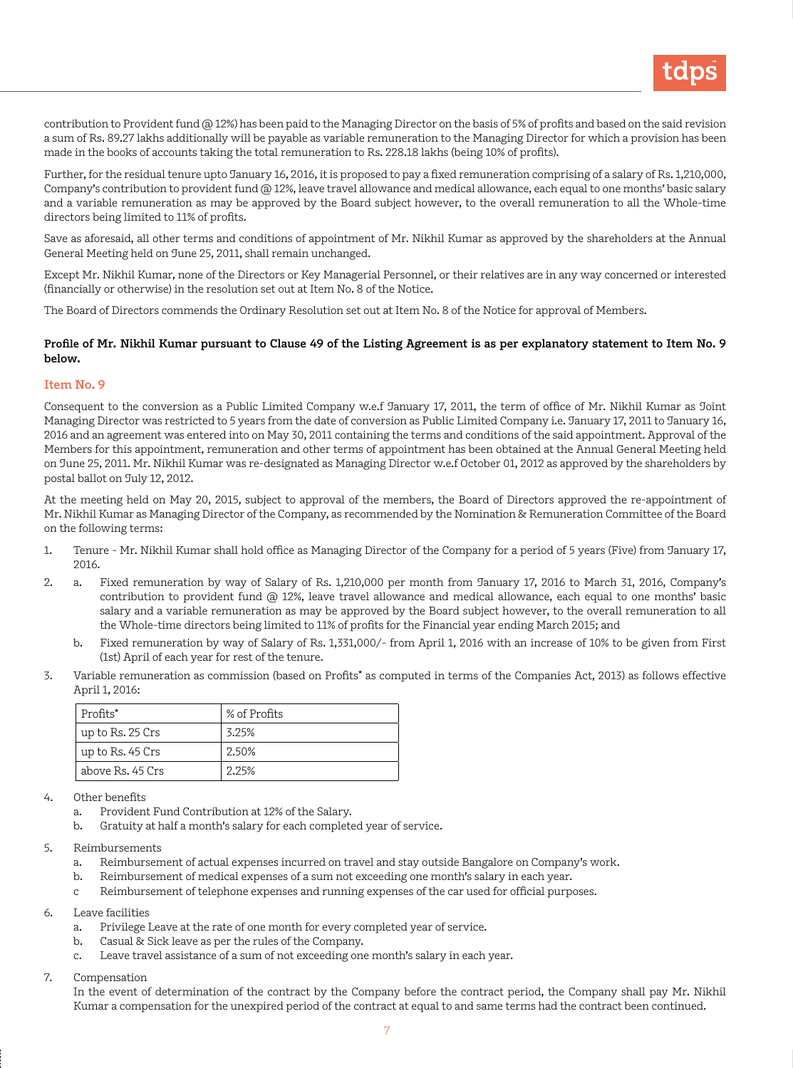contribution to Provident fund @ 12%) has been paid to the Managing Director on the basis of 5% of profits and based on the said revision a sum of Rs. 89.27 lakhs additionally will be payable as variable remuneration to the Managing Director for which a provision has been made in the books of accounts taking the total remuneration to Rs. 228.18 lakhs (being 10% of profits).

Further, for the residual tenure upto January 16, 2016, it is proposed to pay a fixed remuneration comprising of a salary of Rs. 1,210,000, Company's contribution to provident fund @ 12%, leave travel allowance and medical allowance, each equal to one months' basic salary and a variable remuneration as may be approved by the Board subject however, to the overall remuneration to all the Whole-time directors being limited to 11% of profits.

Save as aforesaid, all other terms and conditions of appointment of Mr. Nikhil Kumar as approved by the shareholders at the Annual General Meeting held on June 25, 2011, shall remain unchanged.

Except Mr. Nikhil Kumar, none of the Directors or Key Managerial Personnel, or their relatives are in any way concerned or interested (financially or otherwise) in the resolution set out at Item No. 8 of the Notice.

The Board of Directors commends the Ordinary Resolution set out at Item No. 8 of the Notice for approval of Members.

**Profile of Mr. Nikhil Kumar pursuant to Clause 49 of the Listing Agreement is as per explanatory statement to Item No. 9 below.**

### Item No. 9

Consequent to the conversion as a Public Limited Company w.e.f January 17, 2011, the term of office of Mr. Nikhil Kumar as Joint Managing Director was restricted to 5 years from the date of conversion as Public Limited Company i.e. January 17, 2011 to January 16, 2016 and an agreement was entered into on May 30, 2011 containing the terms and conditions of the said appointment. Approval of the Members for this appointment, remuneration and other terms of appointment has been obtained at the Annual General Meeting held on June 25, 2011. Mr. Nikhil Kumar was re-designated as Managing Director w.e.f October 01, 2012 as approved by the shareholders by postal ballot on July 12, 2012.

At the meeting held on May 20, 2015, subject to approval of the members, the Board of Directors approved the re-appointment of Mr. Nikhil Kumar as Managing Director of the Company, as recommended by the Nomination & Remuneration Committee of the Board on the following terms:

1. Tenure - Mr. Nikhil Kumar shall hold office as Managing Director of the Company for a period of 5 years (Five) from January 17, 2016.
2. a. Fixed remuneration by way of Salary of Rs. 1,210,000 per month from January 17, 2016 to March 31, 2016, Company's contribution to provident fund @ 12%, leave travel allowance and medical allowance, each equal to one months' basic salary and a variable remuneration as may be approved by the Board subject however, to the overall remuneration to all the Whole-time directors being limited to 11% of profits for the Financial year ending March 2015; and

   b. Fixed remuneration by way of Salary of Rs. 1,331,000/- from April 1, 2016 with an increase of 10% to be given from First (1st) April of each year for rest of the tenure.
3. Variable remuneration as commission (based on Profits* as computed in terms of the Companies Act, 2013) as follows effective April 1, 2016:

| Profits* | % of Profits |
|---|---|
| up to Rs. 25 Crs | 3.25% |
| up to Rs. 45 Crs | 2.50% |
| above Rs. 45 Crs | 2.25% |

4. Other benefits
   a. Provident Fund Contribution at 12% of the Salary.
   b. Gratuity at half a month's salary for each completed year of service.
5. Reimbursements
   a. Reimbursement of actual expenses incurred on travel and stay outside Bangalore on Company's work.
   b. Reimbursement of medical expenses of a sum not exceeding one month's salary in each year.
   c Reimbursement of telephone expenses and running expenses of the car used for official purposes.
6. Leave facilities
   a. Privilege Leave at the rate of one month for every completed year of service.
   b. Casual & Sick leave as per the rules of the Company.
   c. Leave travel assistance of a sum of not exceeding one month's salary in each year.
7. Compensation

   In the event of determination of the contract by the Company before the contract period, the Company shall pay Mr. Nikhil Kumar a compensation for the unexpired period of the contract at equal to and same terms had the contract been continued.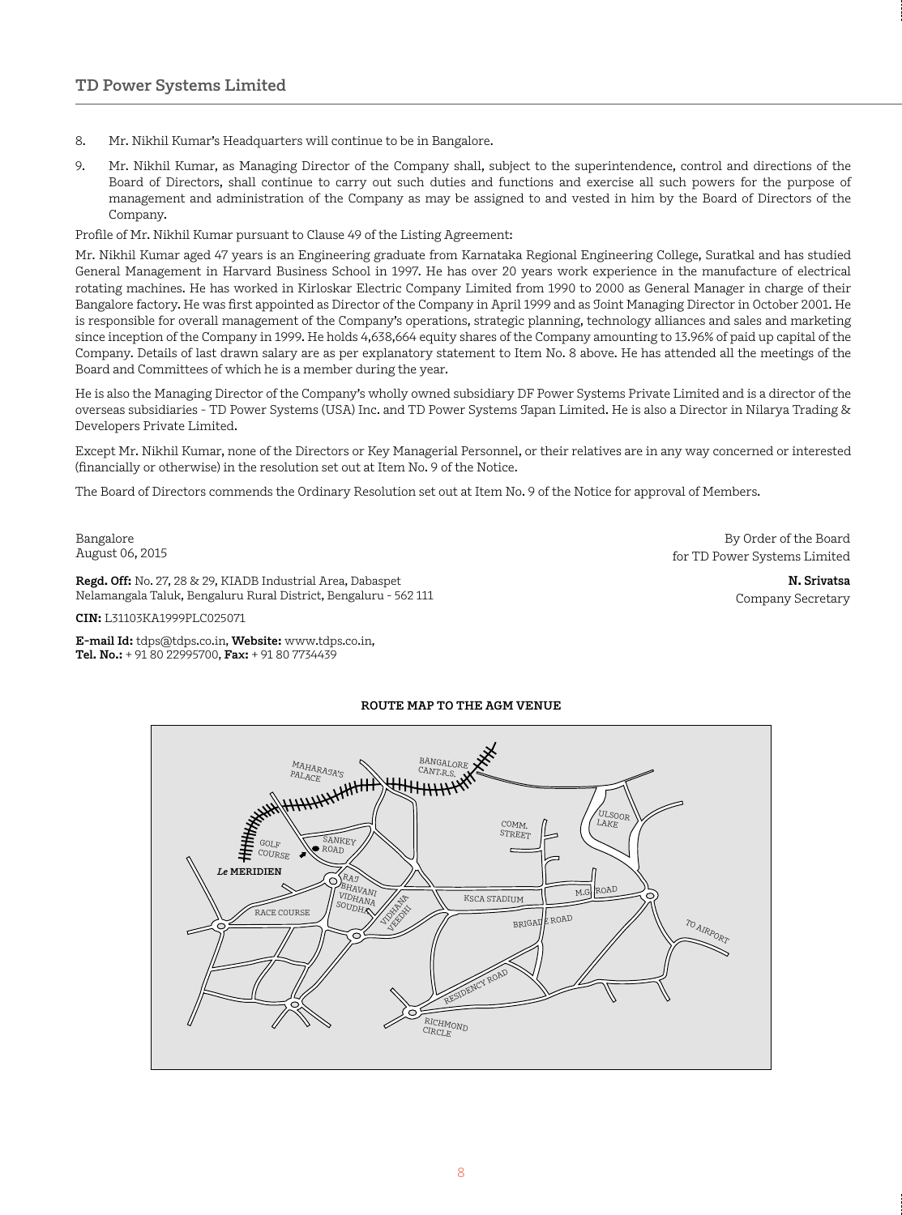8. Mr. Nikhil Kumar's Headquarters will continue to be in Bangalore.

9. Mr. Nikhil Kumar, as Managing Director of the Company shall, subject to the superintendence, control and directions of the Board of Directors, shall continue to carry out such duties and functions and exercise all such powers for the purpose of management and administration of the Company as may be assigned to and vested in him by the Board of Directors of the Company.

Profile of Mr. Nikhil Kumar pursuant to Clause 49 of the Listing Agreement:

Mr. Nikhil Kumar aged 47 years is an Engineering graduate from Karnataka Regional Engineering College, Suratkal and has studied General Management in Harvard Business School in 1997. He has over 20 years work experience in the manufacture of electrical rotating machines. He has worked in Kirloskar Electric Company Limited from 1990 to 2000 as General Manager in charge of their Bangalore factory. He was first appointed as Director of the Company in April 1999 and as Joint Managing Director in October 2001. He is responsible for overall management of the Company's operations, strategic planning, technology alliances and sales and marketing since inception of the Company in 1999. He holds 4,638,664 equity shares of the Company amounting to 13.96% of paid up capital of the Company. Details of last drawn salary are as per explanatory statement to Item No. 8 above. He has attended all the meetings of the Board and Committees of which he is a member during the year.

He is also the Managing Director of the Company's wholly owned subsidiary DF Power Systems Private Limited and is a director of the overseas subsidiaries - TD Power Systems (USA) Inc. and TD Power Systems Japan Limited. He is also a Director in Nilarya Trading & Developers Private Limited.

Except Mr. Nikhil Kumar, none of the Directors or Key Managerial Personnel, or their relatives are in any way concerned or interested (financially or otherwise) in the resolution set out at Item No. 9 of the Notice.

The Board of Directors commends the Ordinary Resolution set out at Item No. 9 of the Notice for approval of Members.

Bangalore
August 06, 2015

By Order of the Board
for TD Power Systems Limited

**N. Srivatsa**
Company Secretary

**Regd. Off:** No. 27, 28 & 29, KIADB Industrial Area, Dabaspet
Nelamangala Taluk, Bengaluru Rural District, Bengaluru - 562 111

**CIN:** L31103KA1999PLC025071

**E-mail Id:** tdps@tdps.co.in, **Website:** www.tdps.co.in,
**Tel. No.:** + 91 80 22995700, **Fax:** + 91 80 7734439

**ROUTE MAP TO THE AGM VENUE**

MAHARAJA'S PALACE
BANGALORE CANT.R.S.
ULSOOR LAKE
COMM. STREET
GOLF COURSE
SANKEY ROAD
*Le* MERIDIEN
RAJ BHAVANI
VIDHANA SOUDHA
VIDHANA VEEDHI
KSCA STADIUM
M.G. ROAD
RACE COURSE
BRIGADE ROAD
TO AIRPORT
RESIDENCY ROAD
RICHMOND CIRCLE